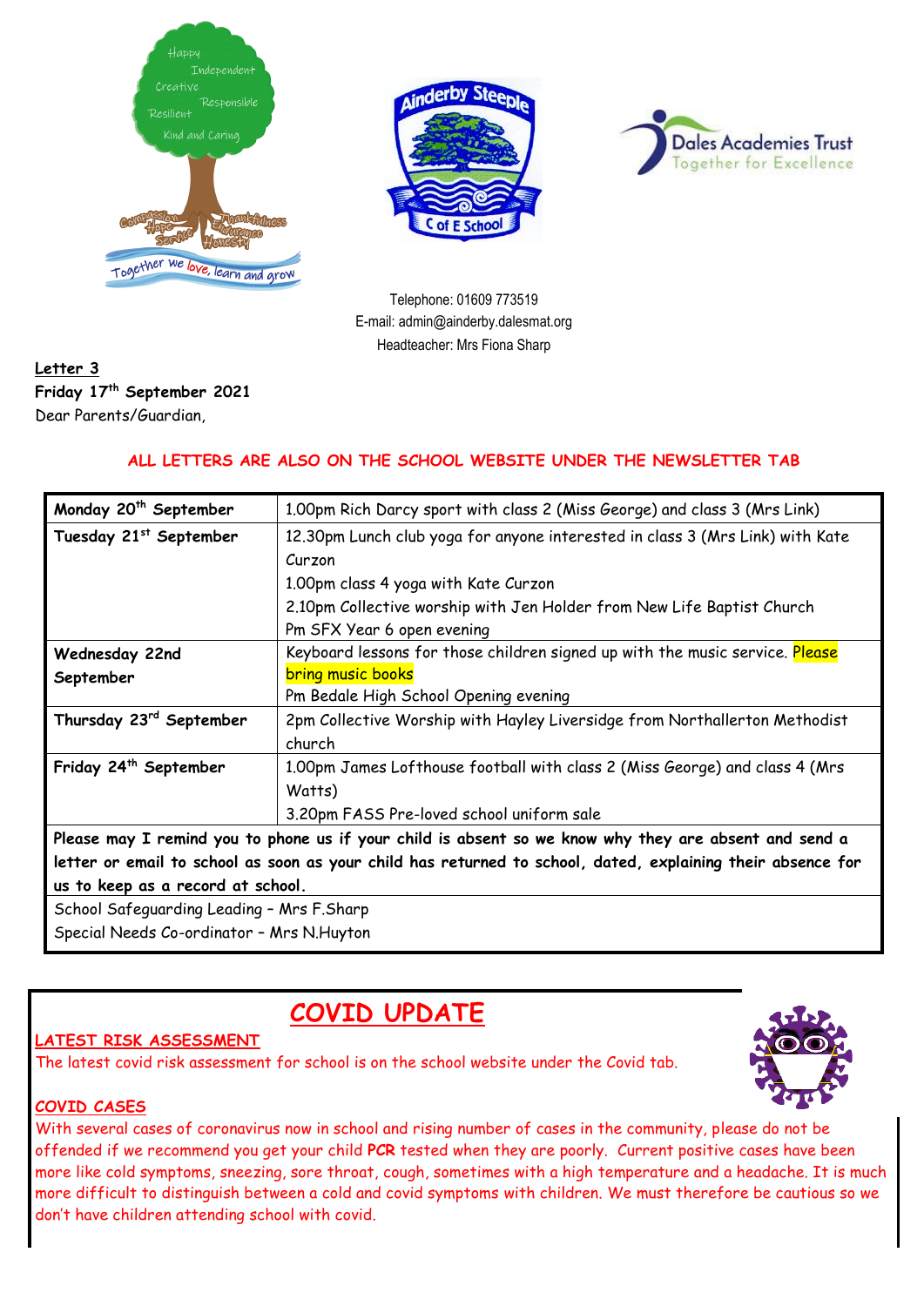Telephone: 01609 773519
E-mail: admin@ainderby.dalesmat.org
Headteacher: Mrs Fiona Sharp

**Letter 3**
**Friday 17th September 2021**
Dear Parents/Guardian,

**ALL LETTERS ARE ALSO ON THE SCHOOL WEBSITE UNDER THE NEWSLETTER TAB**

| | |
|---|---|
| **Monday 20th September** | 1.00pm Rich Darcy sport with class 2 (Miss George) and class 3 (Mrs Link) |
| **Tuesday 21st September** | 12.30pm Lunch club yoga for anyone interested in class 3 (Mrs Link) with Kate Curzon<br>1.00pm class 4 yoga with Kate Curzon<br>2.10pm Collective worship with Jen Holder from New Life Baptist Church<br>Pm SFX Year 6 open evening |
| **Wednesday 22nd September** | Keyboard lessons for those children signed up with the music service. Please bring music books<br>Pm Bedale High School Opening evening |
| **Thursday 23rd September** | 2pm Collective Worship with Hayley Liversidge from Northallerton Methodist church |
| **Friday 24th September** | 1.00pm James Lofthouse football with class 2 (Miss George) and class 4 (Mrs Watts)<br>3.20pm FASS Pre-loved school uniform sale |
| **Please may I remind you to phone us if your child is absent so we know why they are absent and send a letter or email to school as soon as your child has returned to school, dated, explaining their absence for us to keep as a record at school.** | |
| School Safeguarding Leading – Mrs F.Sharp<br>Special Needs Co-ordinator – Mrs N.Huyton | |

## COVID UPDATE

**LATEST RISK ASSESSMENT**

The latest covid risk assessment for school is on the school website under the Covid tab.

**COVID CASES**

With several cases of coronavirus now in school and rising number of cases in the community, please do not be offended if we recommend you get your child **PCR** tested when they are poorly. Current positive cases have been more like cold symptoms, sneezing, sore throat, cough, sometimes with a high temperature and a headache. It is much more difficult to distinguish between a cold and covid symptoms with children. We must therefore be cautious so we don't have children attending school with covid.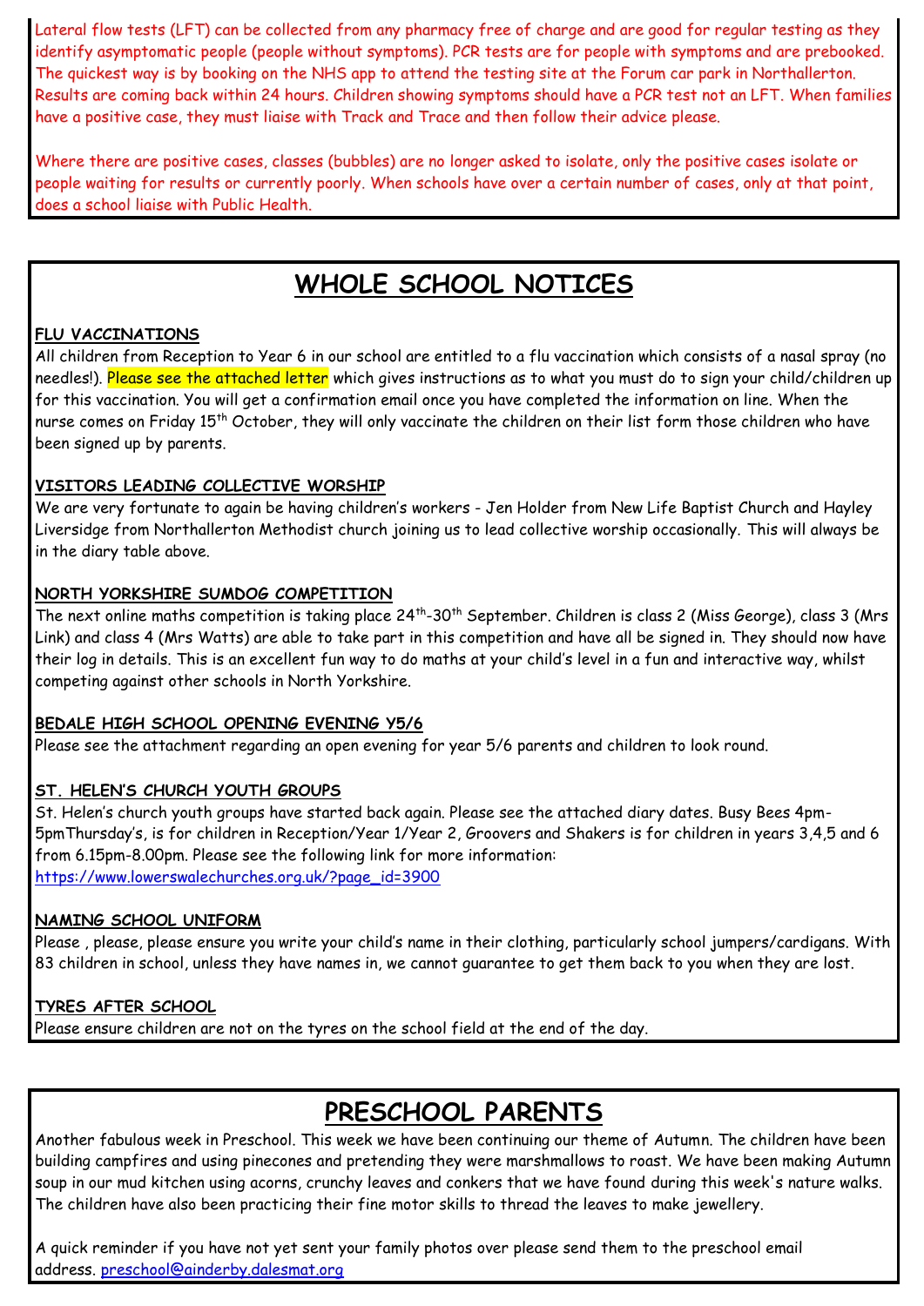Lateral flow tests (LFT) can be collected from any pharmacy free of charge and are good for regular testing as they identify asymptomatic people (people without symptoms). PCR tests are for people with symptoms and are prebooked. The quickest way is by booking on the NHS app to attend the testing site at the Forum car park in Northallerton. Results are coming back within 24 hours. Children showing symptoms should have a PCR test not an LFT. When families have a positive case, they must liaise with Track and Trace and then follow their advice please.

Where there are positive cases, classes (bubbles) are no longer asked to isolate, only the positive cases isolate or people waiting for results or currently poorly. When schools have over a certain number of cases, only at that point, does a school liaise with Public Health.

# WHOLE SCHOOL NOTICES

**FLU VACCINATIONS**

All children from Reception to Year 6 in our school are entitled to a flu vaccination which consists of a nasal spray (no needles!). Please see the attached letter which gives instructions as to what you must do to sign your child/children up for this vaccination. You will get a confirmation email once you have completed the information on line. When the nurse comes on Friday 15th October, they will only vaccinate the children on their list form those children who have been signed up by parents.

**VISITORS LEADING COLLECTIVE WORSHIP**

We are very fortunate to again be having children's workers - Jen Holder from New Life Baptist Church and Hayley Liversidge from Northallerton Methodist church joining us to lead collective worship occasionally. This will always be in the diary table above.

**NORTH YORKSHIRE SUMDOG COMPETITION**

The next online maths competition is taking place 24th-30th September. Children is class 2 (Miss George), class 3 (Mrs Link) and class 4 (Mrs Watts) are able to take part in this competition and have all be signed in. They should now have their log in details. This is an excellent fun way to do maths at your child's level in a fun and interactive way, whilst competing against other schools in North Yorkshire.

**BEDALE HIGH SCHOOL OPENING EVENING Y5/6**

Please see the attachment regarding an open evening for year 5/6 parents and children to look round.

**ST. HELEN'S CHURCH YOUTH GROUPS**

St. Helen's church youth groups have started back again. Please see the attached diary dates. Busy Bees 4pm-5pmThursday's, is for children in Reception/Year 1/Year 2, Groovers and Shakers is for children in years 3,4,5 and 6 from 6.15pm-8.00pm. Please see the following link for more information:
https://www.lowerswalechurches.org.uk/?page_id=3900

**NAMING SCHOOL UNIFORM**

Please , please, please ensure you write your child's name in their clothing, particularly school jumpers/cardigans. With 83 children in school, unless they have names in, we cannot guarantee to get them back to you when they are lost.

**TYRES AFTER SCHOOL**

Please ensure children are not on the tyres on the school field at the end of the day.

# PRESCHOOL PARENTS

Another fabulous week in Preschool. This week we have been continuing our theme of Autumn. The children have been building campfires and using pinecones and pretending they were marshmallows to roast. We have been making Autumn soup in our mud kitchen using acorns, crunchy leaves and conkers that we have found during this week's nature walks. The children have also been practicing their fine motor skills to thread the leaves to make jewellery.

A quick reminder if you have not yet sent your family photos over please send them to the preschool email address. preschool@ainderby.dalesmat.org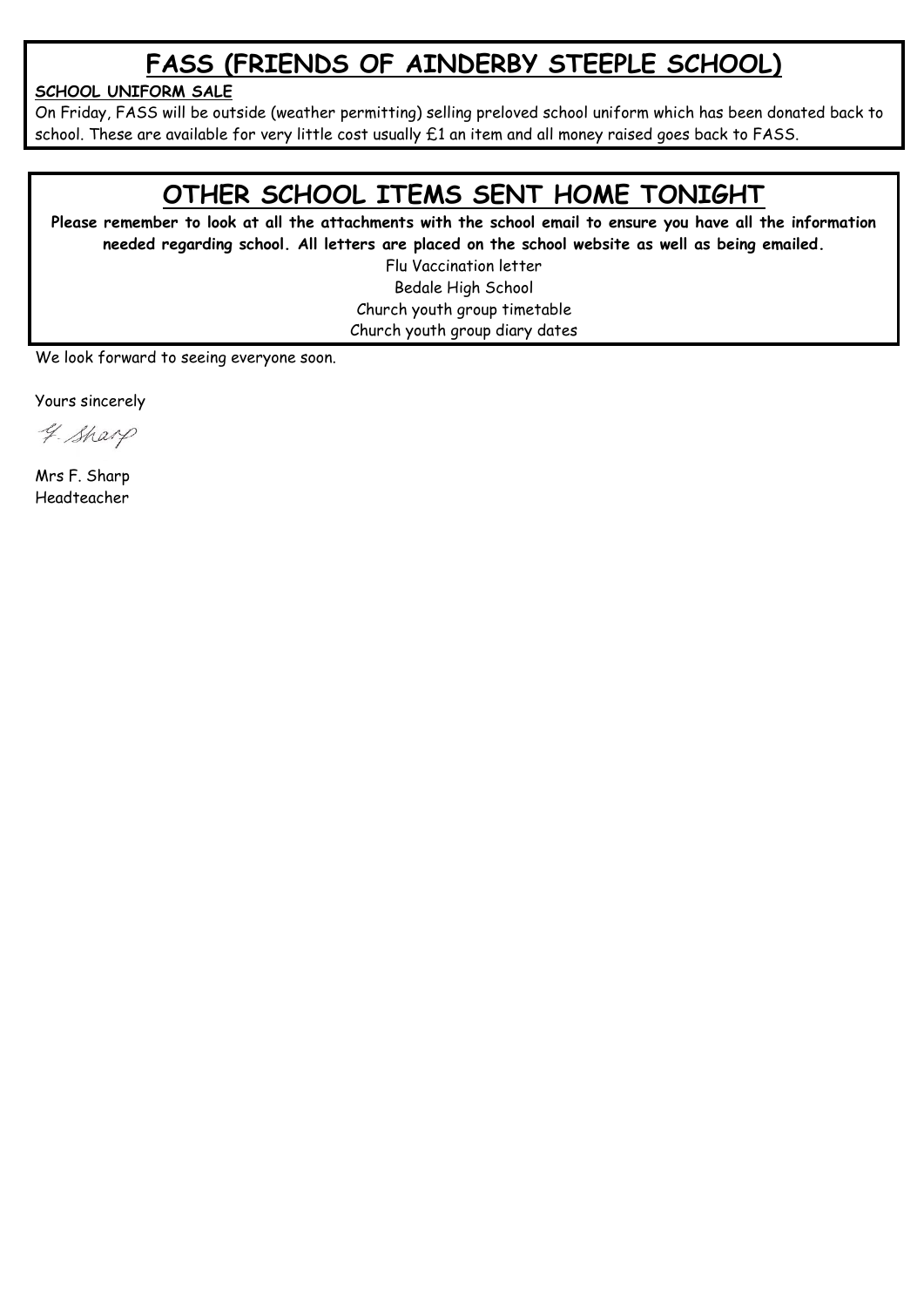## FASS (FRIENDS OF AINDERBY STEEPLE SCHOOL)

**SCHOOL UNIFORM SALE**

On Friday, FASS will be outside (weather permitting) selling preloved school uniform which has been donated back to school. These are available for very little cost usually £1 an item and all money raised goes back to FASS.

## OTHER SCHOOL ITEMS SENT HOME TONIGHT

**Please remember to look at all the attachments with the school email to ensure you have all the information needed regarding school. All letters are placed on the school website as well as being emailed.**

Flu Vaccination letter

Bedale High School

Church youth group timetable

Church youth group diary dates

We look forward to seeing everyone soon.

Yours sincerely

F. Sharp

Mrs F. Sharp
Headteacher